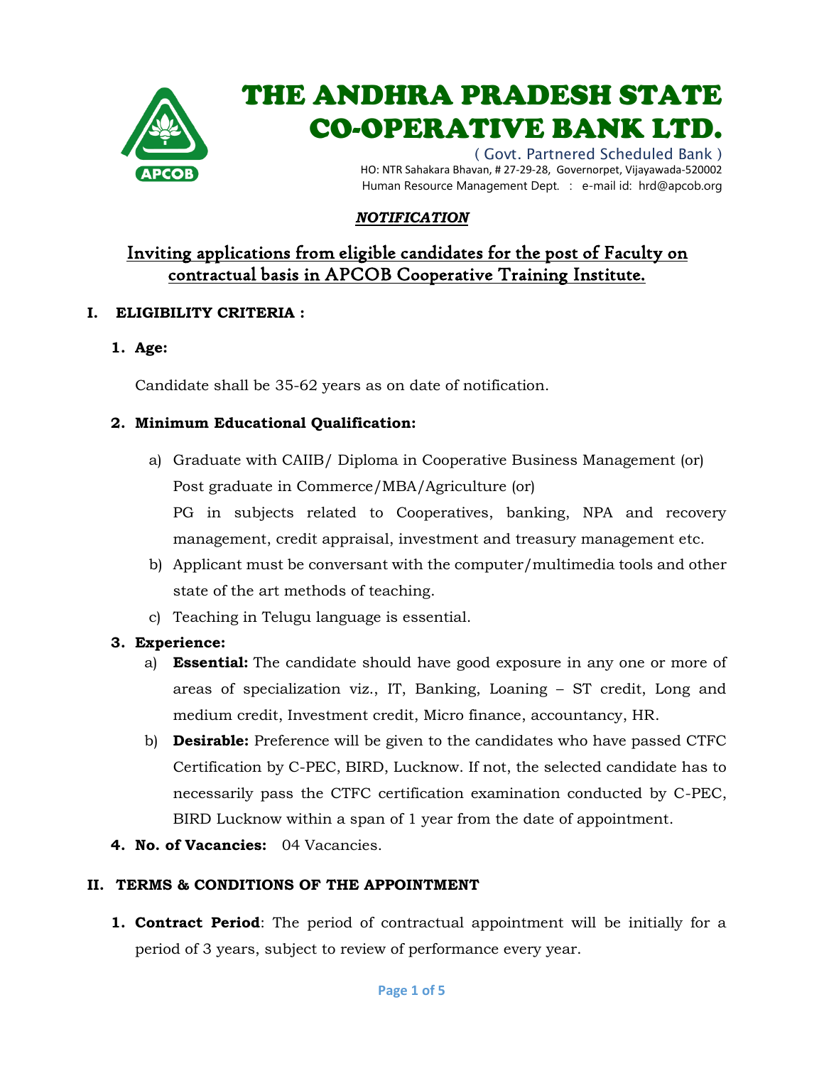# THE ANDHRA PRADESH STATE CO-OPERATIVE BANK LTD.

( Govt. Partnered Scheduled Bank )

HO: NTR Sahakara Bhavan, # 27-29-28, Governorpet, Vijayawada-520002

Human Resource Management Dept. : e-mail id: hrd@apcob.org

***NOTIFICATION***

## Inviting applications from eligible candidates for the post of Faculty on contractual basis in APCOB Cooperative Training Institute.

### I. ELIGIBILITY CRITERIA :

**1. Age:**

Candidate shall be 35-62 years as on date of notification.

**2. Minimum Educational Qualification:**

a) Graduate with CAIIB/ Diploma in Cooperative Business Management (or) Post graduate in Commerce/MBA/Agriculture (or) PG in subjects related to Cooperatives, banking, NPA and recovery management, credit appraisal, investment and treasury management etc.

b) Applicant must be conversant with the computer/multimedia tools and other state of the art methods of teaching.

c) Teaching in Telugu language is essential.

**3. Experience:**

a) **Essential:** The candidate should have good exposure in any one or more of areas of specialization viz., IT, Banking, Loaning – ST credit, Long and medium credit, Investment credit, Micro finance, accountancy, HR.

b) **Desirable:** Preference will be given to the candidates who have passed CTFC Certification by C-PEC, BIRD, Lucknow. If not, the selected candidate has to necessarily pass the CTFC certification examination conducted by C-PEC, BIRD Lucknow within a span of 1 year from the date of appointment.

**4. No. of Vacancies:** 04 Vacancies.

### II. TERMS & CONDITIONS OF THE APPOINTMENT

**1. Contract Period**: The period of contractual appointment will be initially for a period of 3 years, subject to review of performance every year.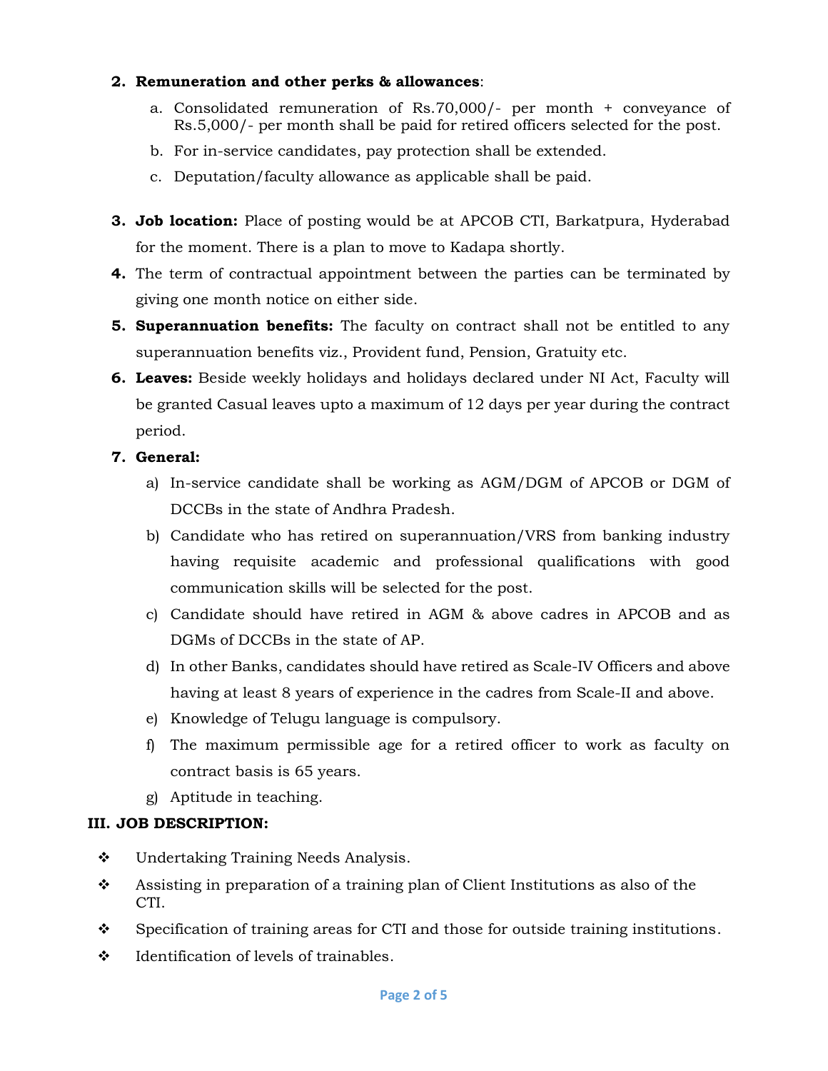2. **Remuneration and other perks & allowances**:
   a. Consolidated remuneration of Rs.70,000/- per month + conveyance of Rs.5,000/- per month shall be paid for retired officers selected for the post.
   b. For in-service candidates, pay protection shall be extended.
   c. Deputation/faculty allowance as applicable shall be paid.

3. **Job location:** Place of posting would be at APCOB CTI, Barkatpura, Hyderabad for the moment. There is a plan to move to Kadapa shortly.
4. The term of contractual appointment between the parties can be terminated by giving one month notice on either side.
5. **Superannuation benefits:** The faculty on contract shall not be entitled to any superannuation benefits viz., Provident fund, Pension, Gratuity etc.
6. **Leaves:** Beside weekly holidays and holidays declared under NI Act, Faculty will be granted Casual leaves upto a maximum of 12 days per year during the contract period.
7. **General:**
   a) In-service candidate shall be working as AGM/DGM of APCOB or DGM of DCCBs in the state of Andhra Pradesh.
   b) Candidate who has retired on superannuation/VRS from banking industry having requisite academic and professional qualifications with good communication skills will be selected for the post.
   c) Candidate should have retired in AGM & above cadres in APCOB and as DGMs of DCCBs in the state of AP.
   d) In other Banks, candidates should have retired as Scale-IV Officers and above having at least 8 years of experience in the cadres from Scale-II and above.
   e) Knowledge of Telugu language is compulsory.
   f) The maximum permissible age for a retired officer to work as faculty on contract basis is 65 years.
   g) Aptitude in teaching.

## III. JOB DESCRIPTION:

- Undertaking Training Needs Analysis.
- Assisting in preparation of a training plan of Client Institutions as also of the CTI.
- Specification of training areas for CTI and those for outside training institutions.
- Identification of levels of trainables.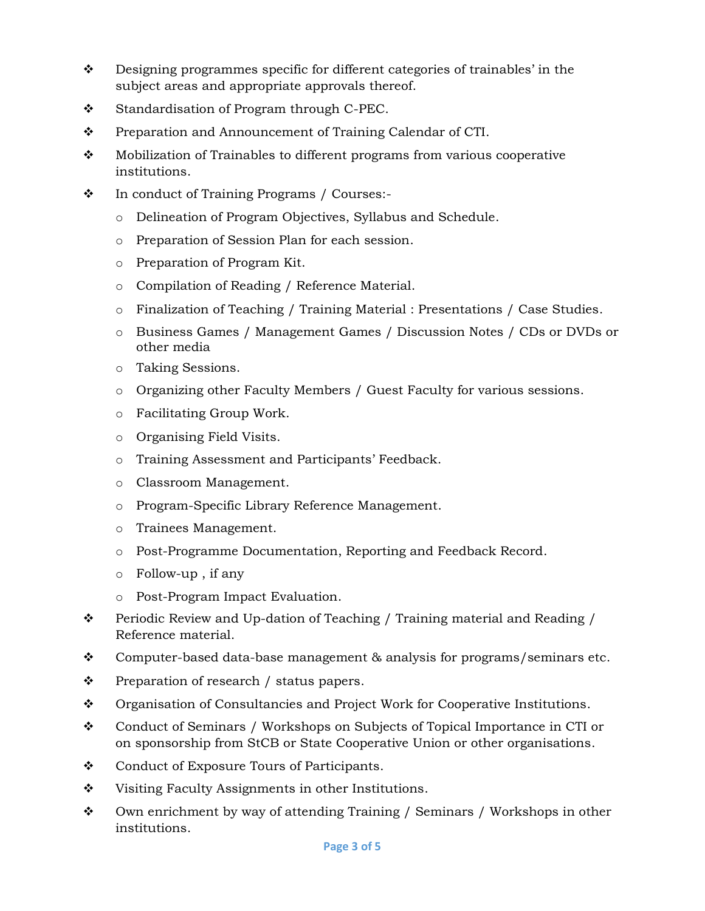- Designing programmes specific for different categories of trainables' in the subject areas and appropriate approvals thereof.
- Standardisation of Program through C-PEC.
- Preparation and Announcement of Training Calendar of CTI.
- Mobilization of Trainables to different programs from various cooperative institutions.
- In conduct of Training Programs / Courses:-
  - Delineation of Program Objectives, Syllabus and Schedule.
  - Preparation of Session Plan for each session.
  - Preparation of Program Kit.
  - Compilation of Reading / Reference Material.
  - Finalization of Teaching / Training Material : Presentations / Case Studies.
  - Business Games / Management Games / Discussion Notes / CDs or DVDs or other media
  - Taking Sessions.
  - Organizing other Faculty Members / Guest Faculty for various sessions.
  - Facilitating Group Work.
  - Organising Field Visits.
  - Training Assessment and Participants' Feedback.
  - Classroom Management.
  - Program-Specific Library Reference Management.
  - Trainees Management.
  - Post-Programme Documentation, Reporting and Feedback Record.
  - Follow-up , if any
  - Post-Program Impact Evaluation.
- Periodic Review and Up-dation of Teaching / Training material and Reading / Reference material.
- Computer-based data-base management & analysis for programs/seminars etc.
- Preparation of research / status papers.
- Organisation of Consultancies and Project Work for Cooperative Institutions.
- Conduct of Seminars / Workshops on Subjects of Topical Importance in CTI or on sponsorship from StCB or State Cooperative Union or other organisations.
- Conduct of Exposure Tours of Participants.
- Visiting Faculty Assignments in other Institutions.
- Own enrichment by way of attending Training / Seminars / Workshops in other institutions.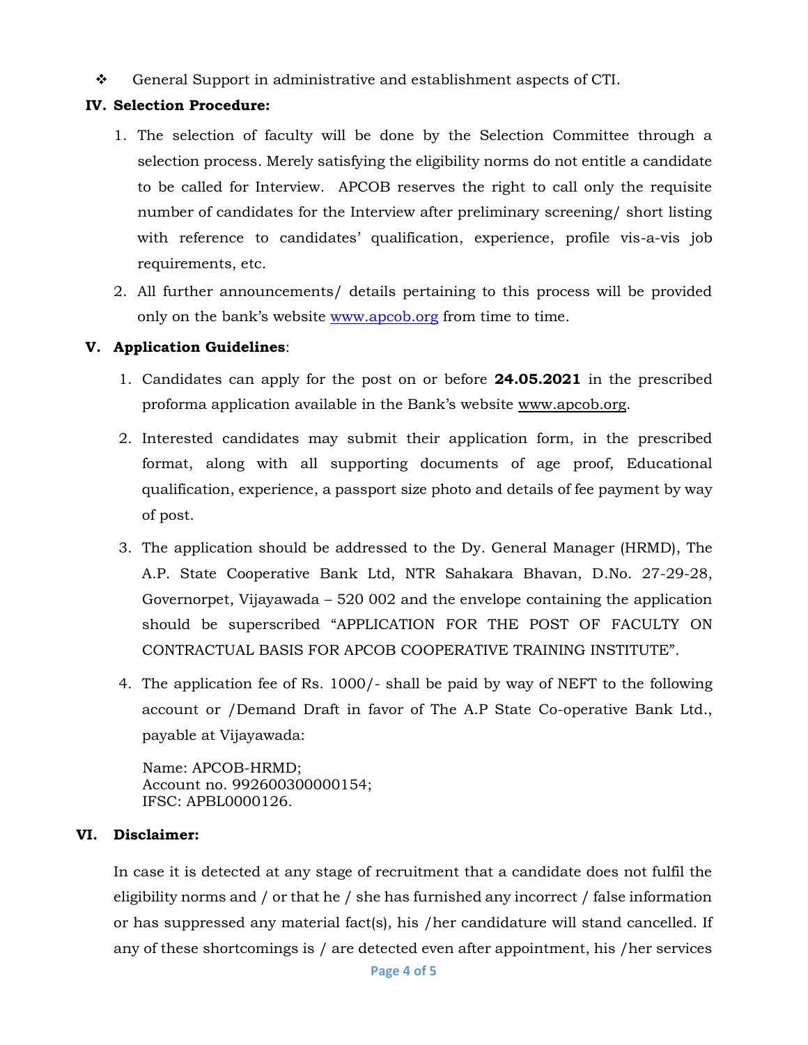- General Support in administrative and establishment aspects of CTI.

**IV. Selection Procedure:**

1. The selection of faculty will be done by the Selection Committee through a selection process. Merely satisfying the eligibility norms do not entitle a candidate to be called for Interview. APCOB reserves the right to call only the requisite number of candidates for the Interview after preliminary screening/ short listing with reference to candidates' qualification, experience, profile vis-a-vis job requirements, etc.
2. All further announcements/ details pertaining to this process will be provided only on the bank's website www.apcob.org from time to time.

**V. Application Guidelines**:

1. Candidates can apply for the post on or before **24.05.2021** in the prescribed proforma application available in the Bank's website www.apcob.org.
2. Interested candidates may submit their application form, in the prescribed format, along with all supporting documents of age proof, Educational qualification, experience, a passport size photo and details of fee payment by way of post.
3. The application should be addressed to the Dy. General Manager (HRMD), The A.P. State Cooperative Bank Ltd, NTR Sahakara Bhavan, D.No. 27-29-28, Governorpet, Vijayawada – 520 002 and the envelope containing the application should be superscribed "APPLICATION FOR THE POST OF FACULTY ON CONTRACTUAL BASIS FOR APCOB COOPERATIVE TRAINING INSTITUTE".
4. The application fee of Rs. 1000/- shall be paid by way of NEFT to the following account or /Demand Draft in favor of The A.P State Co-operative Bank Ltd., payable at Vijayawada:

   Name: APCOB-HRMD;
   Account no. 992600300000154;
   IFSC: APBL0000126.

**VI. Disclaimer:**

In case it is detected at any stage of recruitment that a candidate does not fulfil the eligibility norms and / or that he / she has furnished any incorrect / false information or has suppressed any material fact(s), his /her candidature will stand cancelled. If any of these shortcomings is / are detected even after appointment, his /her services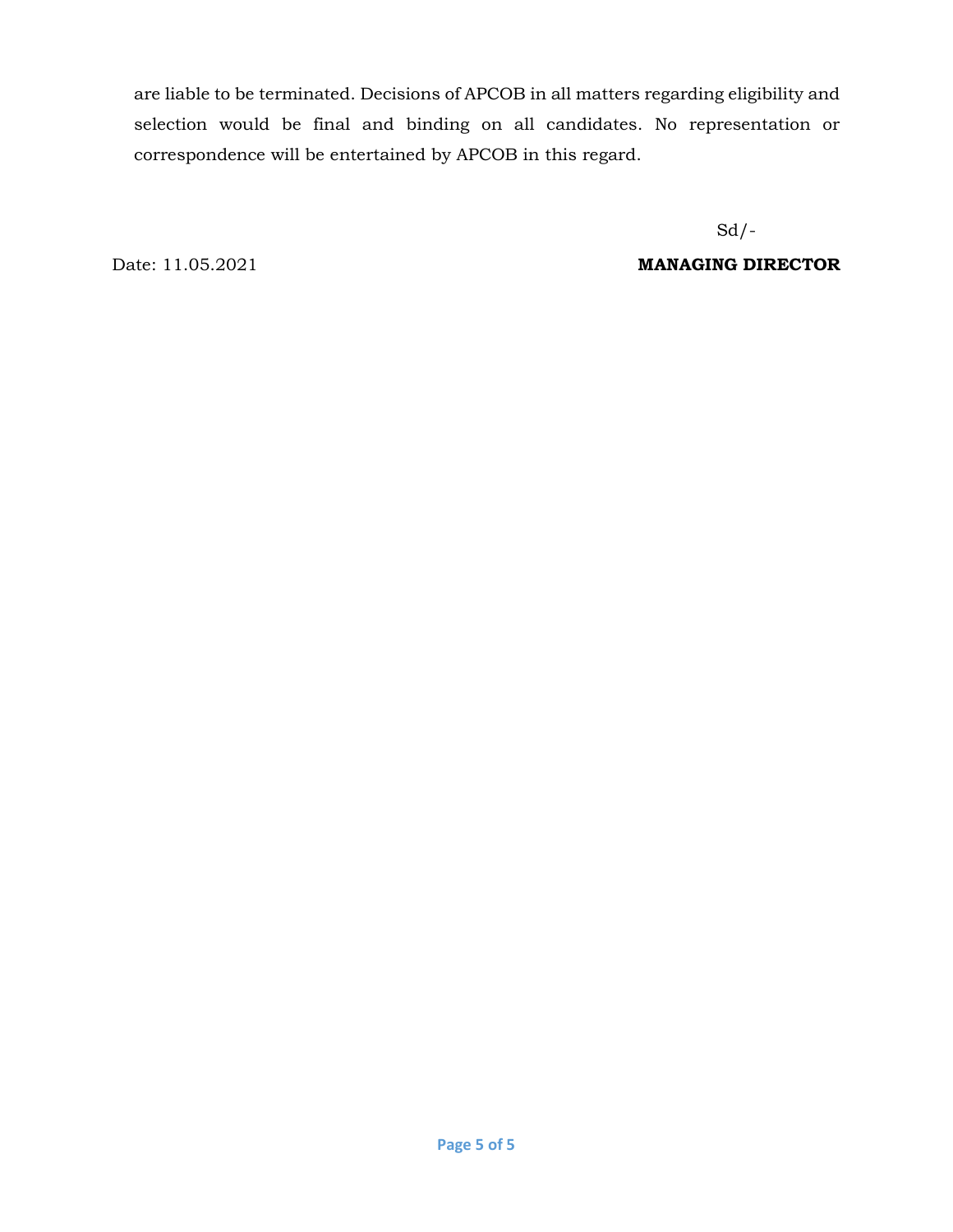are liable to be terminated. Decisions of APCOB in all matters regarding eligibility and selection would be final and binding on all candidates. No representation or correspondence will be entertained by APCOB in this regard.

Sd/-

Date: 11.05.2021 **MANAGING DIRECTOR**